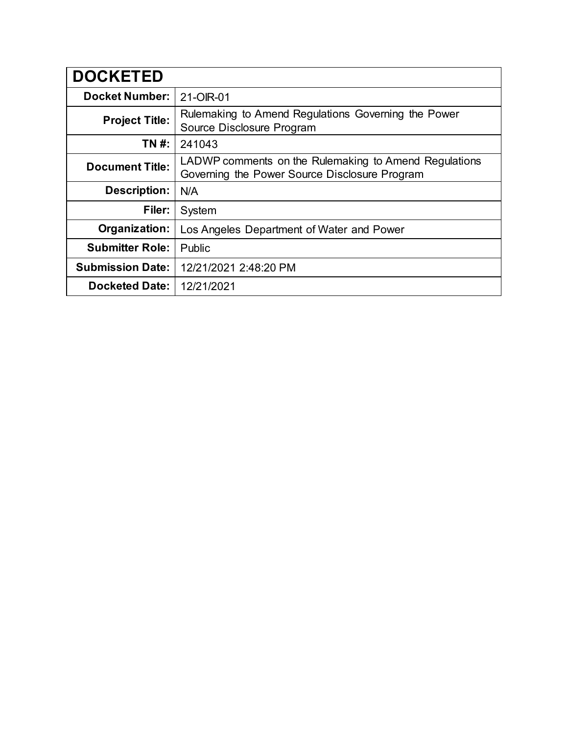| DOCKETED | |
|---|---|
| **Docket Number:** | 21-OIR-01 |
| **Project Title:** | Rulemaking to Amend Regulations Governing the Power Source Disclosure Program |
| **TN #:** | 241043 |
| **Document Title:** | LADWP comments on the Rulemaking to Amend Regulations Governing the Power Source Disclosure Program |
| **Description:** | N/A |
| **Filer:** | System |
| **Organization:** | Los Angeles Department of Water and Power |
| **Submitter Role:** | Public |
| **Submission Date:** | 12/21/2021 2:48:20 PM |
| **Docketed Date:** | 12/21/2021 |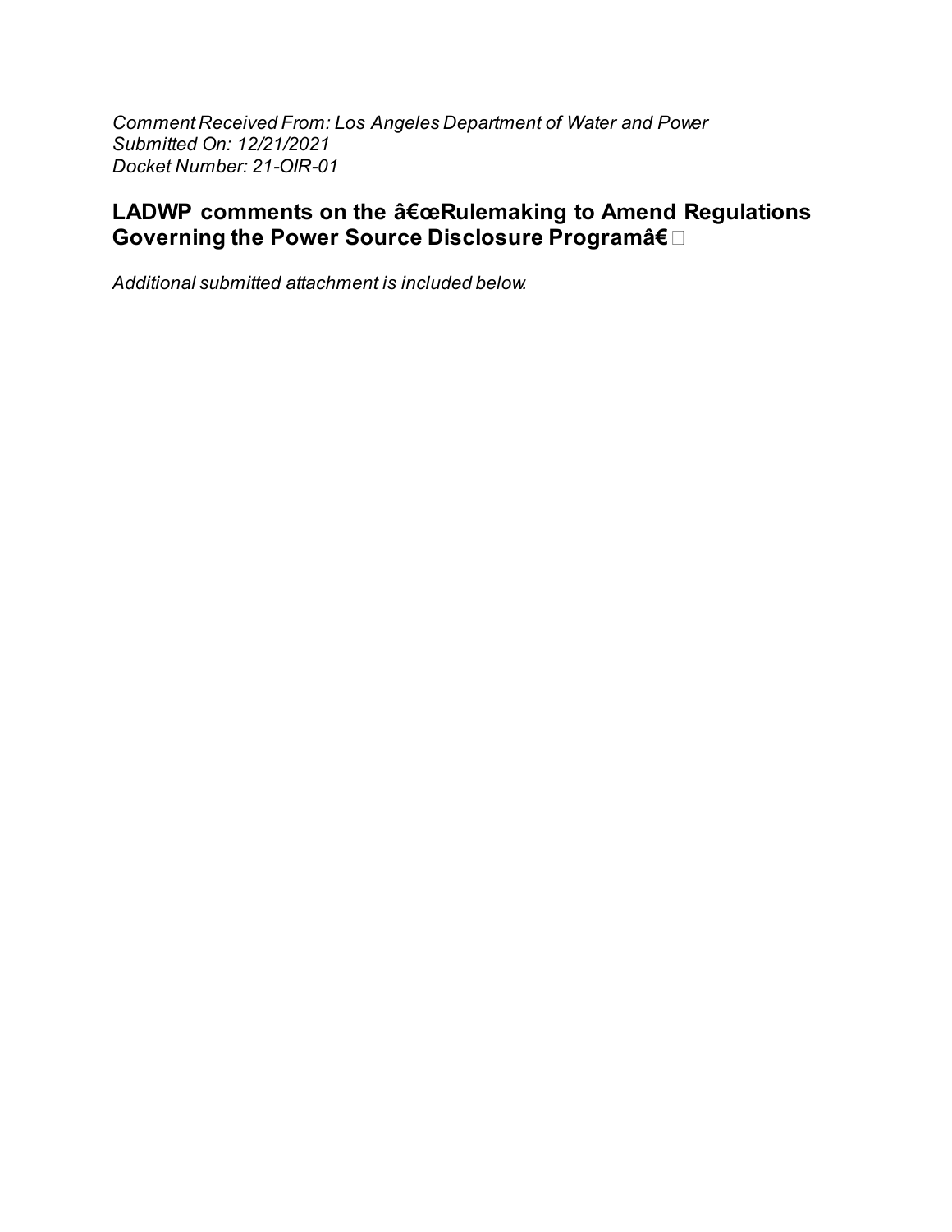*Comment Received From: Los Angeles Department of Water and Power*
*Submitted On: 12/21/2021*
*Docket Number: 21-OIR-01*

## LADWP comments on the â€œRulemaking to Amend Regulations Governing the Power Source Disclosure Programâ€

*Additional submitted attachment is included below.*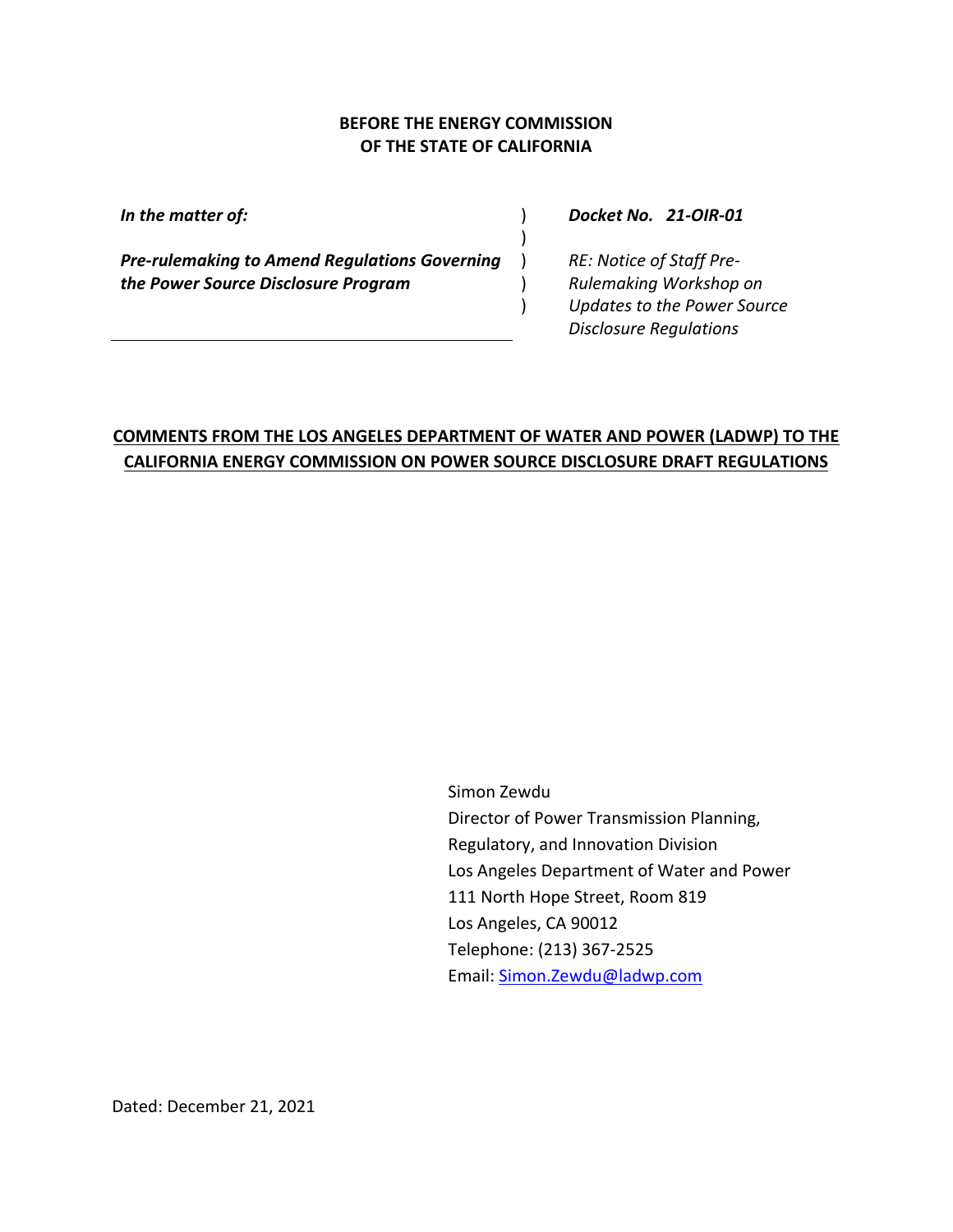**BEFORE THE ENERGY COMMISSION**
**OF THE STATE OF CALIFORNIA**

| | | |
|---|---|---|
| ***In the matter of:*** | ) | ***Docket No. 21-OIR-01*** |
| | ) | |
| ***Pre-rulemaking to Amend Regulations Governing the Power Source Disclosure Program*** | ) ) ) | *RE: Notice of Staff Pre-Rulemaking Workshop on Updates to the Power Source Disclosure Regulations* |

**COMMENTS FROM THE LOS ANGELES DEPARTMENT OF WATER AND POWER (LADWP) TO THE CALIFORNIA ENERGY COMMISSION ON POWER SOURCE DISCLOSURE DRAFT REGULATIONS**

Simon Zewdu
Director of Power Transmission Planning,
Regulatory, and Innovation Division
Los Angeles Department of Water and Power
111 North Hope Street, Room 819
Los Angeles, CA 90012
Telephone: (213) 367-2525
Email: Simon.Zewdu@ladwp.com

Dated: December 21, 2021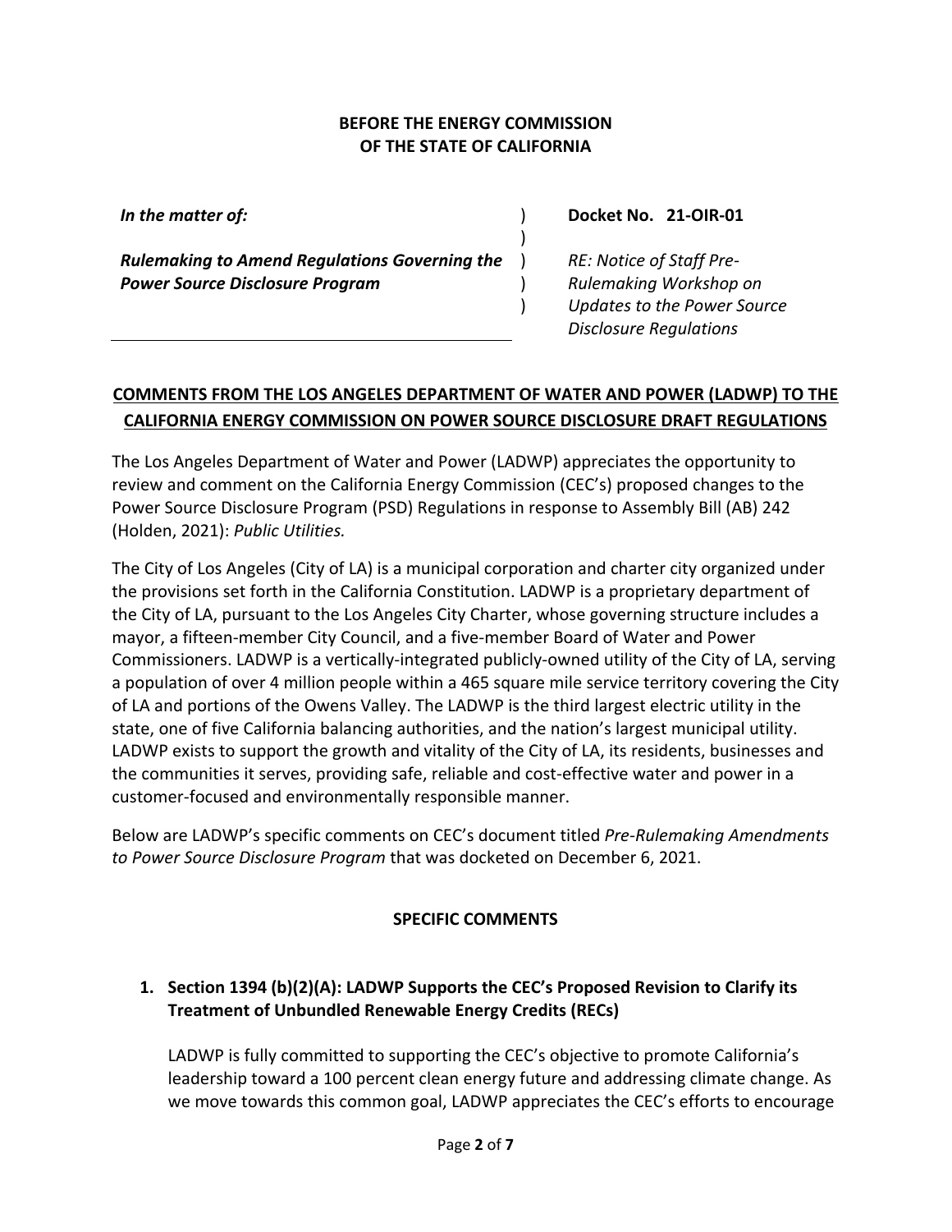**BEFORE THE ENERGY COMMISSION**
**OF THE STATE OF CALIFORNIA**

| | | |
|---|---|---|
| ***In the matter of:*** | ) | **Docket No. 21-OIR-01** |
| | ) | |
| ***Rulemaking to Amend Regulations Governing the Power Source Disclosure Program*** | ) ) ) | *RE: Notice of Staff Pre-Rulemaking Workshop on Updates to the Power Source Disclosure Regulations* |

**COMMENTS FROM THE LOS ANGELES DEPARTMENT OF WATER AND POWER (LADWP) TO THE CALIFORNIA ENERGY COMMISSION ON POWER SOURCE DISCLOSURE DRAFT REGULATIONS**

The Los Angeles Department of Water and Power (LADWP) appreciates the opportunity to review and comment on the California Energy Commission (CEC's) proposed changes to the Power Source Disclosure Program (PSD) Regulations in response to Assembly Bill (AB) 242 (Holden, 2021): *Public Utilities.*

The City of Los Angeles (City of LA) is a municipal corporation and charter city organized under the provisions set forth in the California Constitution. LADWP is a proprietary department of the City of LA, pursuant to the Los Angeles City Charter, whose governing structure includes a mayor, a fifteen-member City Council, and a five-member Board of Water and Power Commissioners. LADWP is a vertically-integrated publicly-owned utility of the City of LA, serving a population of over 4 million people within a 465 square mile service territory covering the City of LA and portions of the Owens Valley. The LADWP is the third largest electric utility in the state, one of five California balancing authorities, and the nation's largest municipal utility. LADWP exists to support the growth and vitality of the City of LA, its residents, businesses and the communities it serves, providing safe, reliable and cost-effective water and power in a customer-focused and environmentally responsible manner.

Below are LADWP's specific comments on CEC's document titled *Pre-Rulemaking Amendments to Power Source Disclosure Program* that was docketed on December 6, 2021.

**SPECIFIC COMMENTS**

**1. Section 1394 (b)(2)(A): LADWP Supports the CEC's Proposed Revision to Clarify its Treatment of Unbundled Renewable Energy Credits (RECs)**

LADWP is fully committed to supporting the CEC's objective to promote California's leadership toward a 100 percent clean energy future and addressing climate change. As we move towards this common goal, LADWP appreciates the CEC's efforts to encourage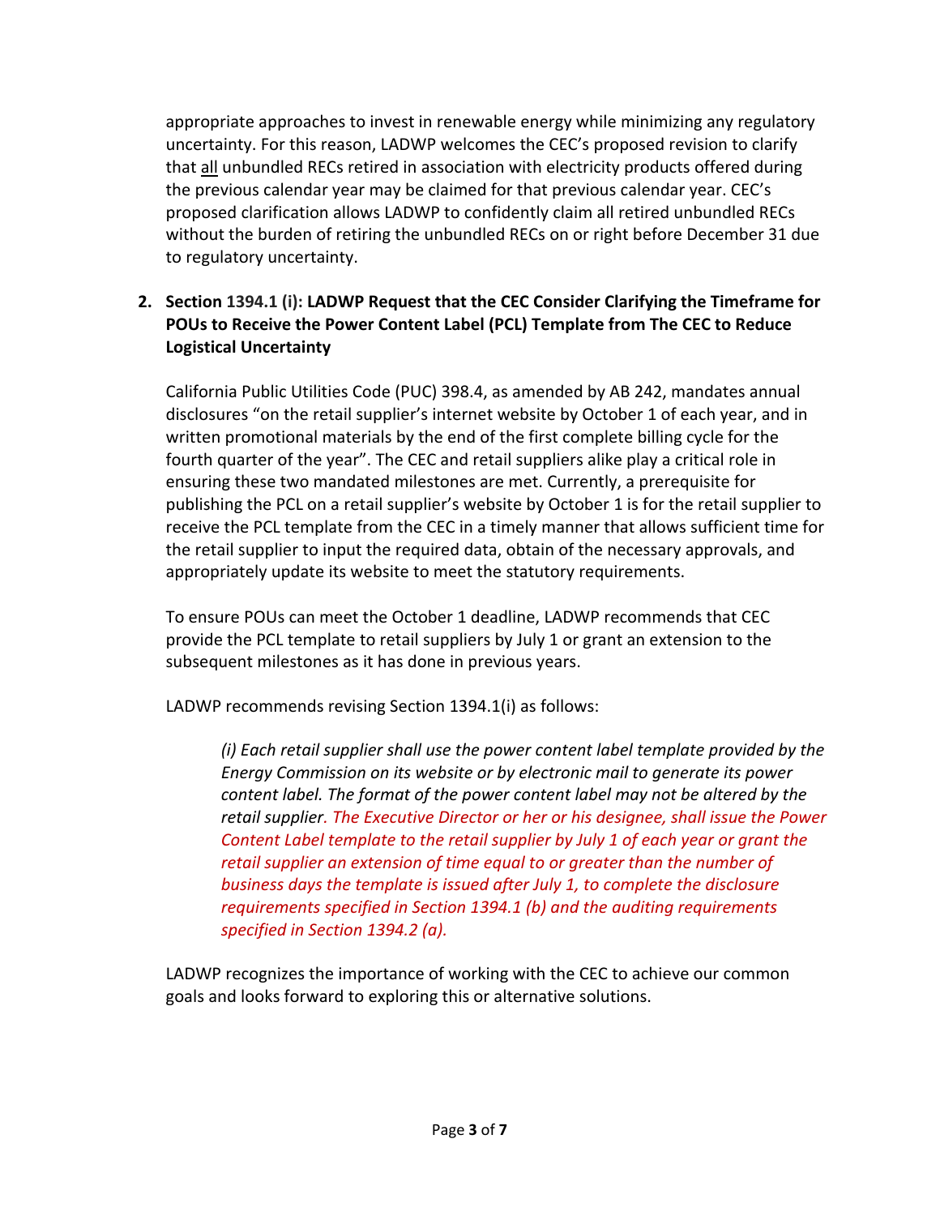appropriate approaches to invest in renewable energy while minimizing any regulatory uncertainty. For this reason, LADWP welcomes the CEC's proposed revision to clarify that all unbundled RECs retired in association with electricity products offered during the previous calendar year may be claimed for that previous calendar year. CEC's proposed clarification allows LADWP to confidently claim all retired unbundled RECs without the burden of retiring the unbundled RECs on or right before December 31 due to regulatory uncertainty.

2. **Section 1394.1 (i): LADWP Request that the CEC Consider Clarifying the Timeframe for POUs to Receive the Power Content Label (PCL) Template from The CEC to Reduce Logistical Uncertainty**

   California Public Utilities Code (PUC) 398.4, as amended by AB 242, mandates annual disclosures "on the retail supplier's internet website by October 1 of each year, and in written promotional materials by the end of the first complete billing cycle for the fourth quarter of the year". The CEC and retail suppliers alike play a critical role in ensuring these two mandated milestones are met. Currently, a prerequisite for publishing the PCL on a retail supplier's website by October 1 is for the retail supplier to receive the PCL template from the CEC in a timely manner that allows sufficient time for the retail supplier to input the required data, obtain of the necessary approvals, and appropriately update its website to meet the statutory requirements.

   To ensure POUs can meet the October 1 deadline, LADWP recommends that CEC provide the PCL template to retail suppliers by July 1 or grant an extension to the subsequent milestones as it has done in previous years.

   LADWP recommends revising Section 1394.1(i) as follows:

   > *(i) Each retail supplier shall use the power content label template provided by the Energy Commission on its website or by electronic mail to generate its power content label. The format of the power content label may not be altered by the retail supplier. The Executive Director or her or his designee, shall issue the Power Content Label template to the retail supplier by July 1 of each year or grant the retail supplier an extension of time equal to or greater than the number of business days the template is issued after July 1, to complete the disclosure requirements specified in Section 1394.1 (b) and the auditing requirements specified in Section 1394.2 (a).*

   LADWP recognizes the importance of working with the CEC to achieve our common goals and looks forward to exploring this or alternative solutions.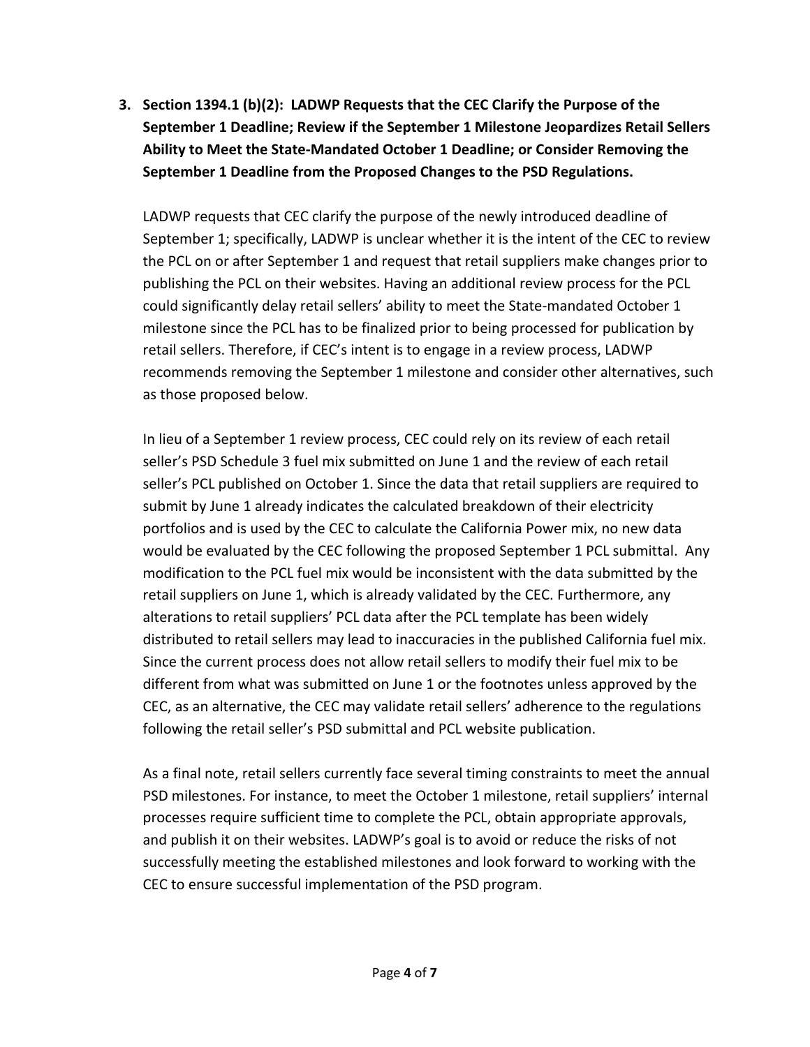**3. Section 1394.1 (b)(2): LADWP Requests that the CEC Clarify the Purpose of the September 1 Deadline; Review if the September 1 Milestone Jeopardizes Retail Sellers Ability to Meet the State-Mandated October 1 Deadline; or Consider Removing the September 1 Deadline from the Proposed Changes to the PSD Regulations.**

LADWP requests that CEC clarify the purpose of the newly introduced deadline of September 1; specifically, LADWP is unclear whether it is the intent of the CEC to review the PCL on or after September 1 and request that retail suppliers make changes prior to publishing the PCL on their websites. Having an additional review process for the PCL could significantly delay retail sellers' ability to meet the State-mandated October 1 milestone since the PCL has to be finalized prior to being processed for publication by retail sellers. Therefore, if CEC's intent is to engage in a review process, LADWP recommends removing the September 1 milestone and consider other alternatives, such as those proposed below.

In lieu of a September 1 review process, CEC could rely on its review of each retail seller's PSD Schedule 3 fuel mix submitted on June 1 and the review of each retail seller's PCL published on October 1. Since the data that retail suppliers are required to submit by June 1 already indicates the calculated breakdown of their electricity portfolios and is used by the CEC to calculate the California Power mix, no new data would be evaluated by the CEC following the proposed September 1 PCL submittal. Any modification to the PCL fuel mix would be inconsistent with the data submitted by the retail suppliers on June 1, which is already validated by the CEC. Furthermore, any alterations to retail suppliers' PCL data after the PCL template has been widely distributed to retail sellers may lead to inaccuracies in the published California fuel mix. Since the current process does not allow retail sellers to modify their fuel mix to be different from what was submitted on June 1 or the footnotes unless approved by the CEC, as an alternative, the CEC may validate retail sellers' adherence to the regulations following the retail seller's PSD submittal and PCL website publication.

As a final note, retail sellers currently face several timing constraints to meet the annual PSD milestones. For instance, to meet the October 1 milestone, retail suppliers' internal processes require sufficient time to complete the PCL, obtain appropriate approvals, and publish it on their websites. LADWP's goal is to avoid or reduce the risks of not successfully meeting the established milestones and look forward to working with the CEC to ensure successful implementation of the PSD program.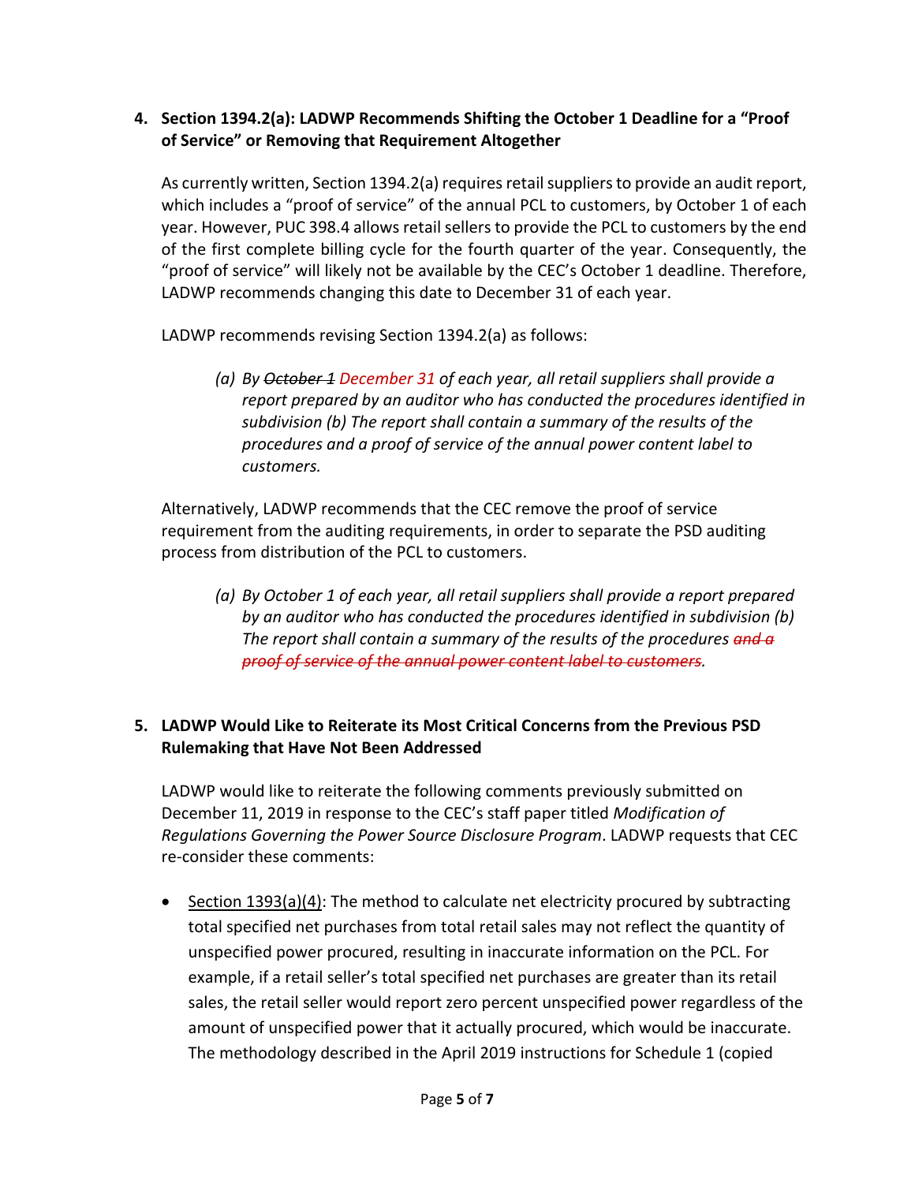## 4. Section 1394.2(a): LADWP Recommends Shifting the October 1 Deadline for a "Proof of Service" or Removing that Requirement Altogether

As currently written, Section 1394.2(a) requires retail suppliers to provide an audit report, which includes a "proof of service" of the annual PCL to customers, by October 1 of each year. However, PUC 398.4 allows retail sellers to provide the PCL to customers by the end of the first complete billing cycle for the fourth quarter of the year. Consequently, the "proof of service" will likely not be available by the CEC's October 1 deadline. Therefore, LADWP recommends changing this date to December 31 of each year.

LADWP recommends revising Section 1394.2(a) as follows:

> *(a) By ~~October 1~~ December 31 of each year, all retail suppliers shall provide a report prepared by an auditor who has conducted the procedures identified in subdivision (b) The report shall contain a summary of the results of the procedures and a proof of service of the annual power content label to customers.*

Alternatively, LADWP recommends that the CEC remove the proof of service requirement from the auditing requirements, in order to separate the PSD auditing process from distribution of the PCL to customers.

> *(a) By October 1 of each year, all retail suppliers shall provide a report prepared by an auditor who has conducted the procedures identified in subdivision (b) The report shall contain a summary of the results of the procedures ~~and a proof of service of the annual power content label to customers~~.*

## 5. LADWP Would Like to Reiterate its Most Critical Concerns from the Previous PSD Rulemaking that Have Not Been Addressed

LADWP would like to reiterate the following comments previously submitted on December 11, 2019 in response to the CEC's staff paper titled *Modification of Regulations Governing the Power Source Disclosure Program*. LADWP requests that CEC re-consider these comments:

- Section 1393(a)(4): The method to calculate net electricity procured by subtracting total specified net purchases from total retail sales may not reflect the quantity of unspecified power procured, resulting in inaccurate information on the PCL. For example, if a retail seller's total specified net purchases are greater than its retail sales, the retail seller would report zero percent unspecified power regardless of the amount of unspecified power that it actually procured, which would be inaccurate. The methodology described in the April 2019 instructions for Schedule 1 (copied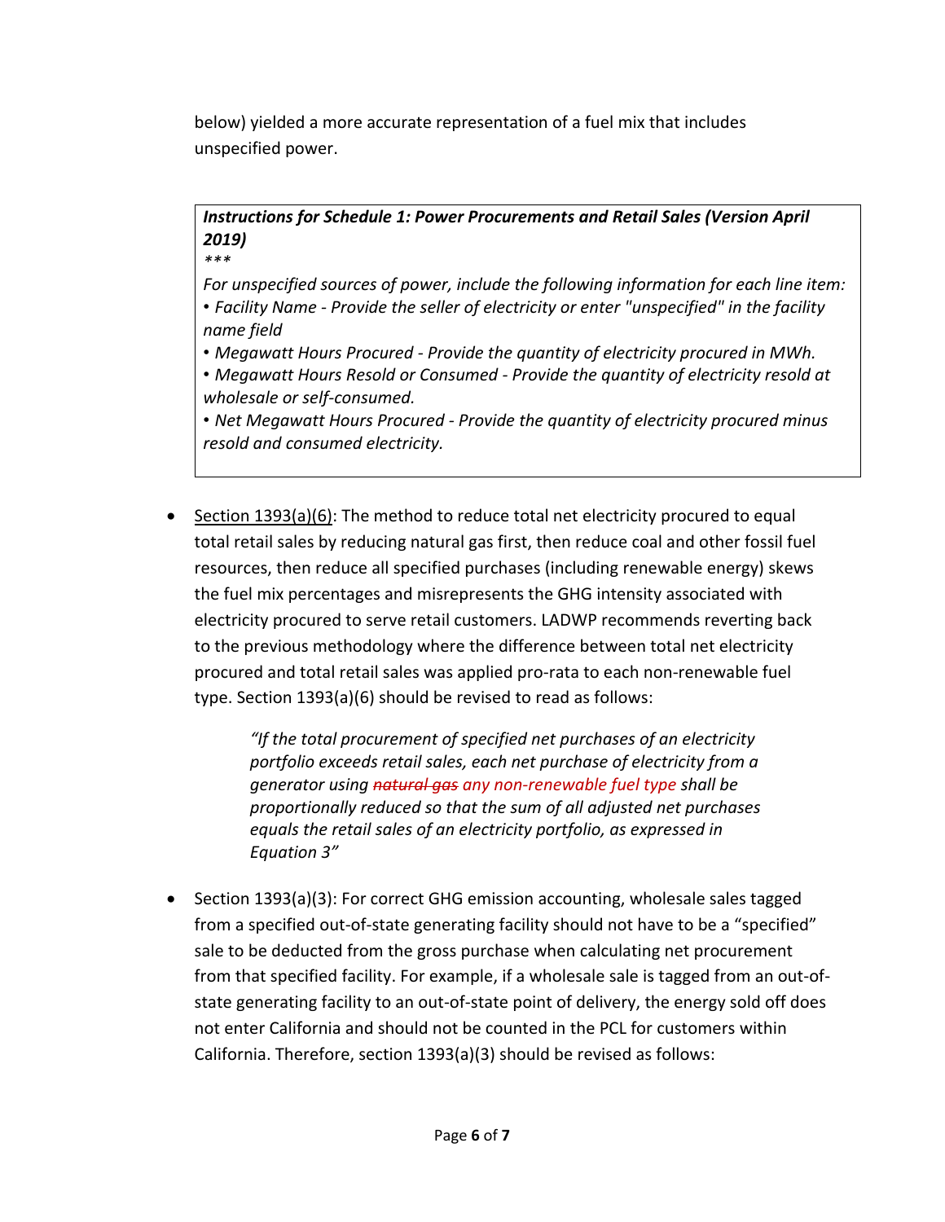below) yielded a more accurate representation of a fuel mix that includes unspecified power.

> ***Instructions for Schedule 1: Power Procurements and Retail Sales (Version April 2019)***
> *\*\*\**
>
> *For unspecified sources of power, include the following information for each line item:*
> *• Facility Name - Provide the seller of electricity or enter "unspecified" in the facility name field*
> *• Megawatt Hours Procured - Provide the quantity of electricity procured in MWh.*
> *• Megawatt Hours Resold or Consumed - Provide the quantity of electricity resold at wholesale or self-consumed.*
> *• Net Megawatt Hours Procured - Provide the quantity of electricity procured minus resold and consumed electricity.*

- <u>Section 1393(a)(6)</u>: The method to reduce total net electricity procured to equal total retail sales by reducing natural gas first, then reduce coal and other fossil fuel resources, then reduce all specified purchases (including renewable energy) skews the fuel mix percentages and misrepresents the GHG intensity associated with electricity procured to serve retail customers. LADWP recommends reverting back to the previous methodology where the difference between total net electricity procured and total retail sales was applied pro-rata to each non-renewable fuel type. Section 1393(a)(6) should be revised to read as follows:

  > *"If the total procurement of specified net purchases of an electricity portfolio exceeds retail sales, each net purchase of electricity from a generator using ~~natural gas~~ any non-renewable fuel type shall be proportionally reduced so that the sum of all adjusted net purchases equals the retail sales of an electricity portfolio, as expressed in Equation 3"*

- Section 1393(a)(3): For correct GHG emission accounting, wholesale sales tagged from a specified out-of-state generating facility should not have to be a "specified" sale to be deducted from the gross purchase when calculating net procurement from that specified facility. For example, if a wholesale sale is tagged from an out-of-state generating facility to an out-of-state point of delivery, the energy sold off does not enter California and should not be counted in the PCL for customers within California. Therefore, section 1393(a)(3) should be revised as follows: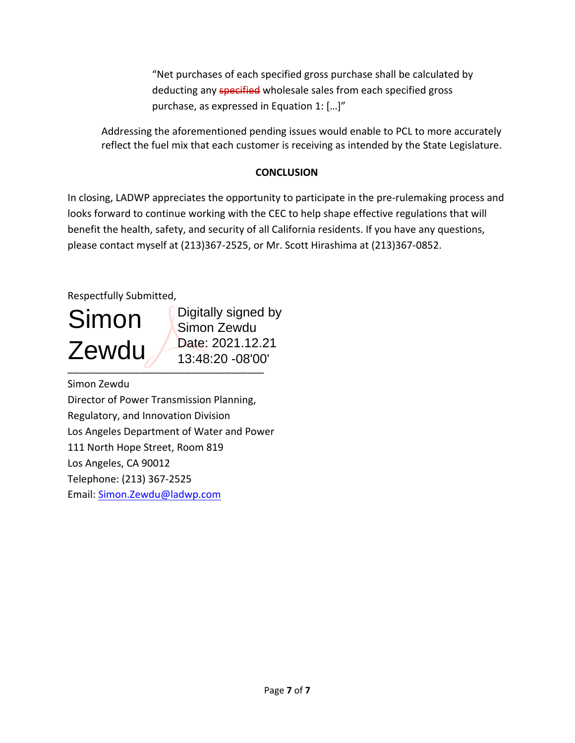> "Net purchases of each specified gross purchase shall be calculated by deducting any ~~specified~~ wholesale sales from each specified gross purchase, as expressed in Equation 1: […]"

Addressing the aforementioned pending issues would enable to PCL to more accurately reflect the fuel mix that each customer is receiving as intended by the State Legislature.

**CONCLUSION**

In closing, LADWP appreciates the opportunity to participate in the pre-rulemaking process and looks forward to continue working with the CEC to help shape effective regulations that will benefit the health, safety, and security of all California residents. If you have any questions, please contact myself at (213)367-2525, or Mr. Scott Hirashima at (213)367-0852.

Respectfully Submitted,

Simon Zewdu

Digitally signed by Simon Zewdu
Date: 2021.12.21 13:48:20 -08'00'

\_\_\_\_\_\_\_\_\_\_\_\_\_\_\_\_\_\_\_\_\_\_\_\_\_\_\_\_\_\_\_\_\_\_

Simon Zewdu
Director of Power Transmission Planning,
Regulatory, and Innovation Division
Los Angeles Department of Water and Power
111 North Hope Street, Room 819
Los Angeles, CA 90012
Telephone: (213) 367-2525
Email: Simon.Zewdu@ladwp.com